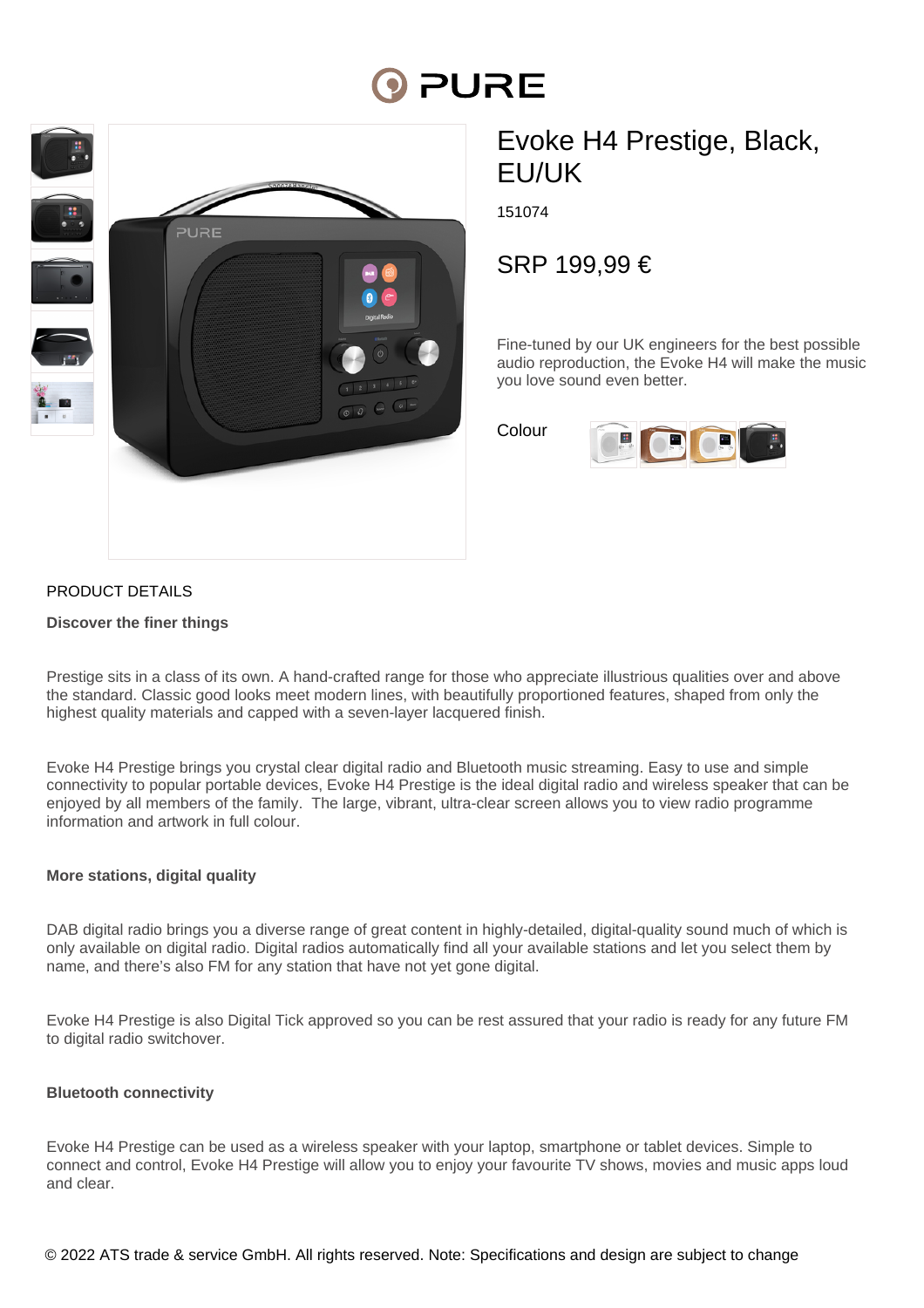# Evoke H4 Prestige, Black, EU/UK

151074

SRP 199,99 €

Fine-tuned by our UK engineers for the best possible audio reproduction, the Evoke H4 will make the music you love sound even better.

Colour

## PRODUCT DETAILS

**Discover the finer things**

Prestige sits in a class of its own. A hand-crafted range for those who appreciate illustrious qualities over and above the standard. Classic good looks meet modern lines, with beautifully proportioned features, shaped from only the highest quality materials and capped with a seven-layer lacquered finish.

Evoke H4 Prestige brings you crystal clear digital radio and Bluetooth music streaming. Easy to use and simple connectivity to popular portable devices, Evoke H4 Prestige is the ideal digital radio and wireless speaker that can be enjoyed by all members of the family. The large, vibrant, ultra-clear screen allows you to view radio programme information and artwork in full colour.

**More stations, digital quality**

DAB digital radio brings you a diverse range of great content in highly-detailed, digital-quality sound much of which is only available on digital radio. Digital radios automatically find all your available stations and let you select them by name, and there's also FM for any station that have not yet gone digital.

Evoke H4 Prestige is also Digital Tick approved so you can be rest assured that your radio is ready for any future FM to digital radio switchover.

**Bluetooth connectivity**

Evoke H4 Prestige can be used as a wireless speaker with your laptop, smartphone or tablet devices. Simple to connect and control, Evoke H4 Prestige will allow you to enjoy your favourite TV shows, movies and music apps loud and clear.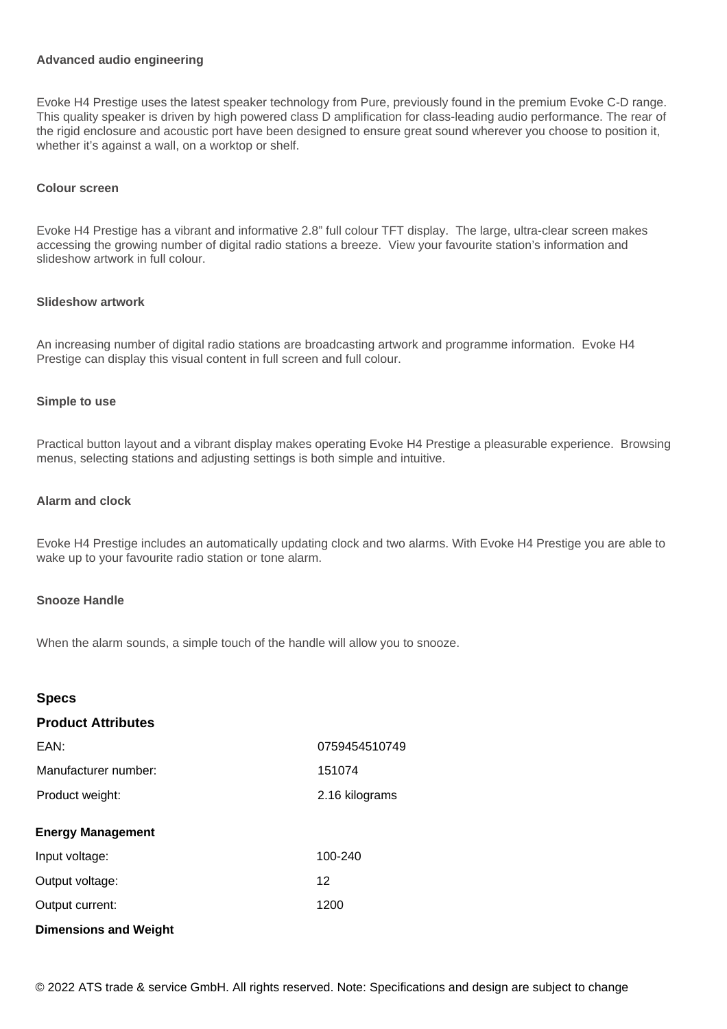### Advanced audio engineering

Evoke H4 Prestige uses the latest speaker technology from Pure, previously found in the premium Evoke C-D range. This quality speaker is driven by high powered class D amplification for class-leading audio performance. The rear of the rigid enclosure and acoustic port have been designed to ensure great sound wherever you choose to position it, whether it's against a wall, on a worktop or shelf.

### Colour screen

Evoke H4 Prestige has a vibrant and informative 2.8" full colour TFT display. The large, ultra-clear screen makes accessing the growing number of digital radio stations a breeze. View your favourite station's information and slideshow artwork in full colour.

### Slideshow artwork

An increasing number of digital radio stations are broadcasting artwork and programme information. Evoke H4 Prestige can display this visual content in full screen and full colour.

### Simple to use

Practical button layout and a vibrant display makes operating Evoke H4 Prestige a pleasurable experience. Browsing menus, selecting stations and adjusting settings is both simple and intuitive.

### Alarm and clock

Evoke H4 Prestige includes an automatically updating clock and two alarms. With Evoke H4 Prestige you are able to wake up to your favourite radio station or tone alarm.

### Snooze Handle

When the alarm sounds, a simple touch of the handle will allow you to snooze.

## Specs

### Product Attributes

| | |
|---|---|
| EAN: | 0759454510749 |
| Manufacturer number: | 151074 |
| Product weight: | 2.16 kilograms |

### Energy Management

| | |
|---|---|
| Input voltage: | 100-240 |
| Output voltage: | 12 |
| Output current: | 1200 |

### Dimensions and Weight

© 2022 ATS trade & service GmbH. All rights reserved. Note: Specifications and design are subject to change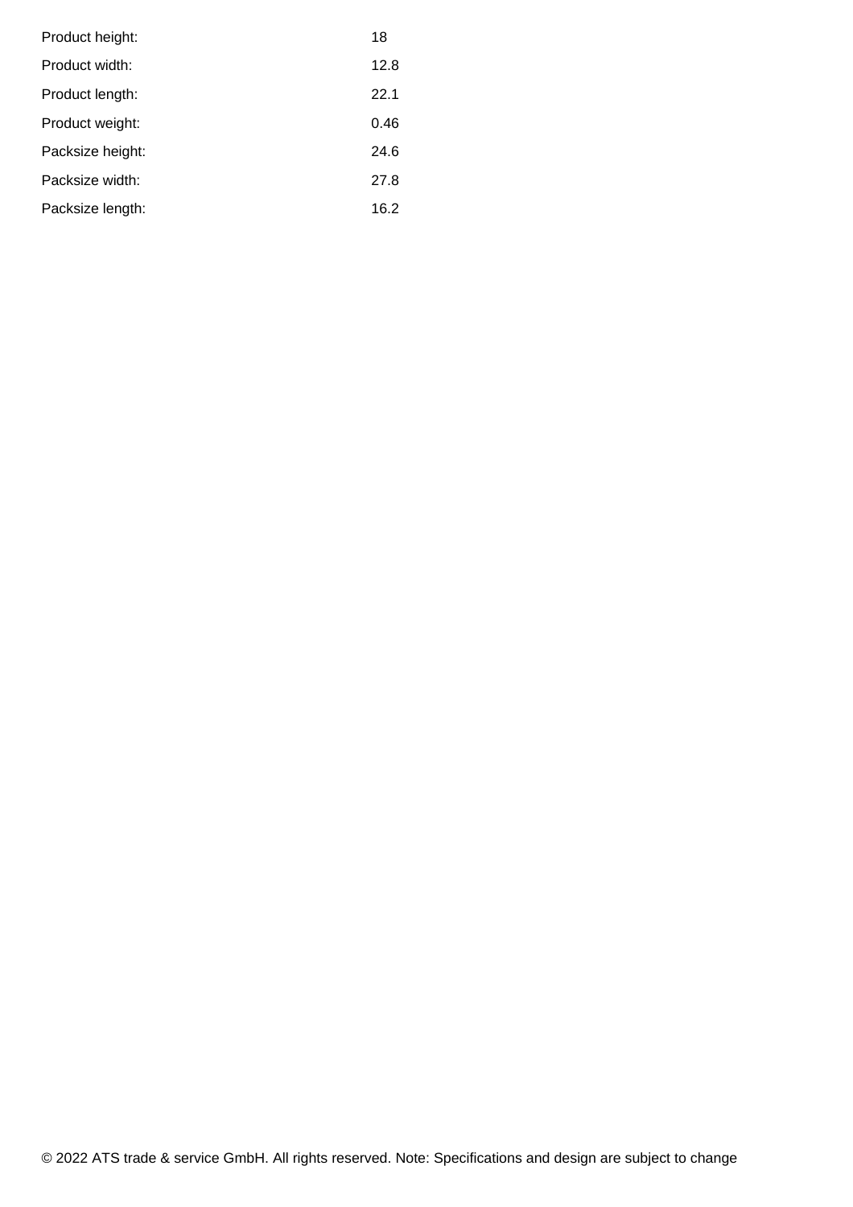| | |
|---|---|
| Product height: | 18 |
| Product width: | 12.8 |
| Product length: | 22.1 |
| Product weight: | 0.46 |
| Packsize height: | 24.6 |
| Packsize width: | 27.8 |
| Packsize length: | 16.2 |

© 2022 ATS trade & service GmbH. All rights reserved. Note: Specifications and design are subject to change